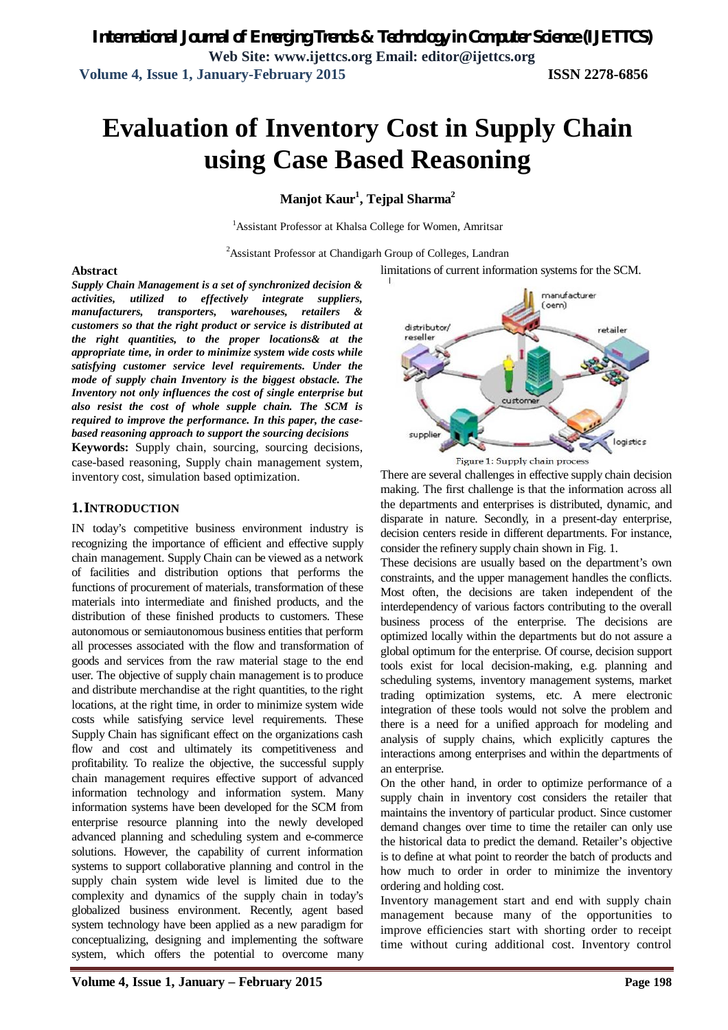# Evaluation of Inventory Cost in Supply Chain using Case Based Reasoning

**Manjot Kaur[1], Tejpal Sharma[2]**

[1]Assistant Professor at Khalsa College for Women, Amritsar

[2]Assistant Professor at Chandigarh Group of Colleges, Landran

**Abstract**

***Supply Chain Management is a set of synchronized decision & activities, utilized to effectively integrate suppliers, manufacturers, transporters, warehouses, retailers & customers so that the right product or service is distributed at the right quantities, to the proper locations& at the appropriate time, in order to minimize system wide costs while satisfying customer service level requirements. Under the mode of supply chain Inventory is the biggest obstacle. The Inventory not only influences the cost of single enterprise but also resist the cost of whole supple chain. The SCM is required to improve the performance. In this paper, the case-based reasoning approach to support the sourcing decisions***

**Keywords:** Supply chain, sourcing, sourcing decisions, case-based reasoning, Supply chain management system, inventory cost, simulation based optimization.

## 1. INTRODUCTION

IN today's competitive business environment industry is recognizing the importance of efficient and effective supply chain management. Supply Chain can be viewed as a network of facilities and distribution options that performs the functions of procurement of materials, transformation of these materials into intermediate and finished products, and the distribution of these finished products to customers. These autonomous or semiautonomous business entities that perform all processes associated with the flow and transformation of goods and services from the raw material stage to the end user. The objective of supply chain management is to produce and distribute merchandise at the right quantities, to the right locations, at the right time, in order to minimize system wide costs while satisfying service level requirements. These Supply Chain has significant effect on the organizations cash flow and cost and ultimately its competitiveness and profitability. To realize the objective, the successful supply chain management requires effective support of advanced information technology and information system. Many information systems have been developed for the SCM from enterprise resource planning into the newly developed advanced planning and scheduling system and e-commerce solutions. However, the capability of current information systems to support collaborative planning and control in the supply chain system wide level is limited due to the complexity and dynamics of the supply chain in today's globalized business environment. Recently, agent based system technology have been applied as a new paradigm for conceptualizing, designing and implementing the software system, which offers the potential to overcome many limitations of current information systems for the SCM.

Figure 1: Supply chain process

There are several challenges in effective supply chain decision making. The first challenge is that the information across all the departments and enterprises is distributed, dynamic, and disparate in nature. Secondly, in a present-day enterprise, decision centers reside in different departments. For instance, consider the refinery supply chain shown in Fig. 1.

These decisions are usually based on the department's own constraints, and the upper management handles the conflicts. Most often, the decisions are taken independent of the interdependency of various factors contributing to the overall business process of the enterprise. The decisions are optimized locally within the departments but do not assure a global optimum for the enterprise. Of course, decision support tools exist for local decision-making, e.g. planning and scheduling systems, inventory management systems, market trading optimization systems, etc. A mere electronic integration of these tools would not solve the problem and there is a need for a unified approach for modeling and analysis of supply chains, which explicitly captures the interactions among enterprises and within the departments of an enterprise.

On the other hand, in order to optimize performance of a supply chain in inventory cost considers the retailer that maintains the inventory of particular product. Since customer demand changes over time to time the retailer can only use the historical data to predict the demand. Retailer's objective is to define at what point to reorder the batch of products and how much to order in order to minimize the inventory ordering and holding cost.

Inventory management start and end with supply chain management because many of the opportunities to improve efficiencies start with shorting order to receipt time without curing additional cost. Inventory control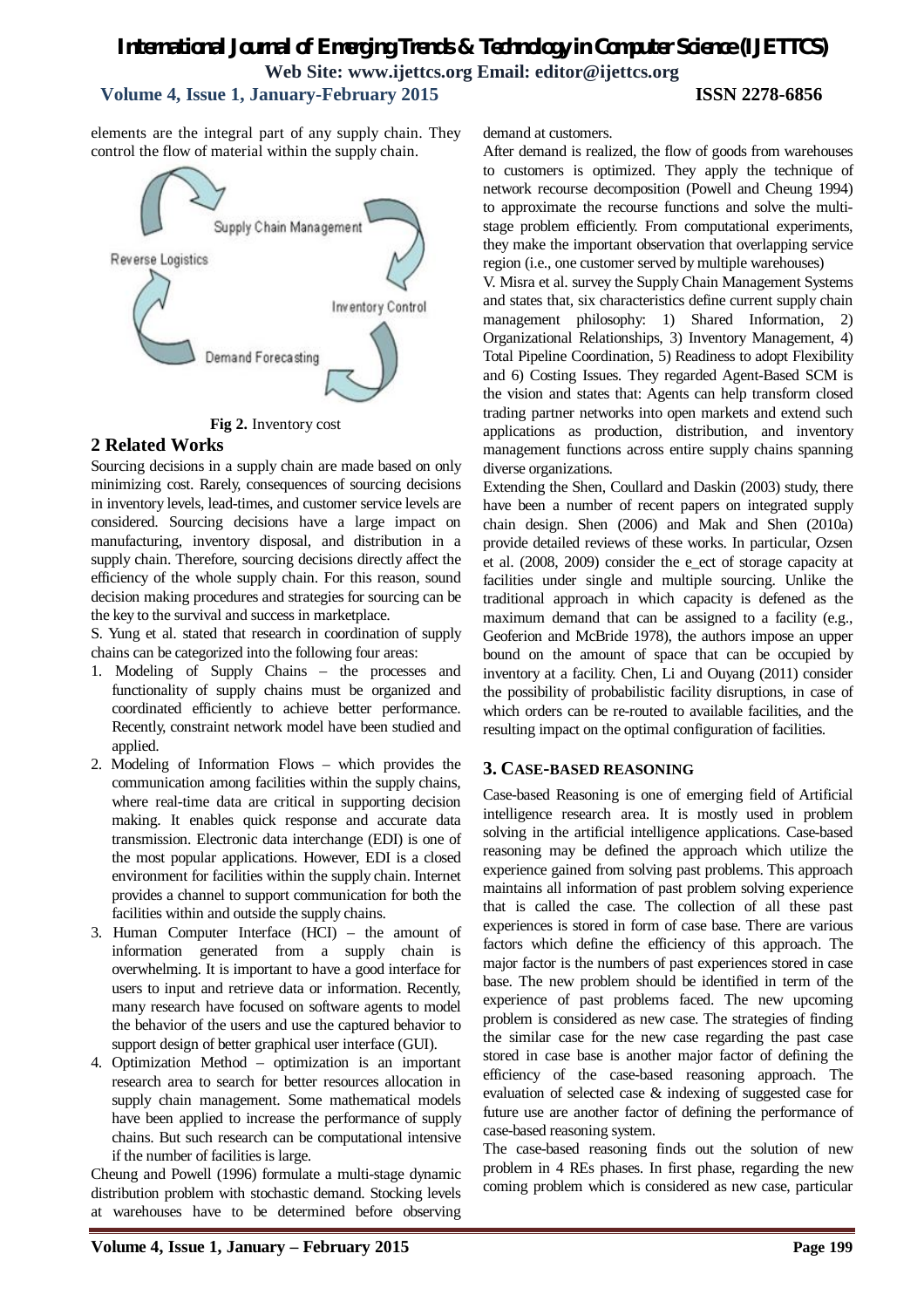elements are the integral part of any supply chain. They control the flow of material within the supply chain.

Supply Chain Management

Reverse Logistics

Inventory Control

Demand Forecasting

**Fig 2.** Inventory cost

## 2 Related Works

Sourcing decisions in a supply chain are made based on only minimizing cost. Rarely, consequences of sourcing decisions in inventory levels, lead-times, and customer service levels are considered. Sourcing decisions have a large impact on manufacturing, inventory disposal, and distribution in a supply chain. Therefore, sourcing decisions directly affect the efficiency of the whole supply chain. For this reason, sound decision making procedures and strategies for sourcing can be the key to the survival and success in marketplace.

S. Yung et al. stated that research in coordination of supply chains can be categorized into the following four areas:

1. Modeling of Supply Chains – the processes and functionality of supply chains must be organized and coordinated efficiently to achieve better performance. Recently, constraint network model have been studied and applied.
2. Modeling of Information Flows – which provides the communication among facilities within the supply chains, where real-time data are critical in supporting decision making. It enables quick response and accurate data transmission. Electronic data interchange (EDI) is one of the most popular applications. However, EDI is a closed environment for facilities within the supply chain. Internet provides a channel to support communication for both the facilities within and outside the supply chains.
3. Human Computer Interface (HCI) – the amount of information generated from a supply chain is overwhelming. It is important to have a good interface for users to input and retrieve data or information. Recently, many research have focused on software agents to model the behavior of the users and use the captured behavior to support design of better graphical user interface (GUI).
4. Optimization Method – optimization is an important research area to search for better resources allocation in supply chain management. Some mathematical models have been applied to increase the performance of supply chains. But such research can be computational intensive if the number of facilities is large.

Cheung and Powell (1996) formulate a multi-stage dynamic distribution problem with stochastic demand. Stocking levels at warehouses have to be determined before observing demand at customers.

After demand is realized, the flow of goods from warehouses to customers is optimized. They apply the technique of network recourse decomposition (Powell and Cheung 1994) to approximate the recourse functions and solve the multi-stage problem efficiently. From computational experiments, they make the important observation that overlapping service region (i.e., one customer served by multiple warehouses)

V. Misra et al. survey the Supply Chain Management Systems and states that, six characteristics define current supply chain management philosophy: 1) Shared Information, 2) Organizational Relationships, 3) Inventory Management, 4) Total Pipeline Coordination, 5) Readiness to adopt Flexibility and 6) Costing Issues. They regarded Agent-Based SCM is the vision and states that: Agents can help transform closed trading partner networks into open markets and extend such applications as production, distribution, and inventory management functions across entire supply chains spanning diverse organizations.

Extending the Shen, Coullard and Daskin (2003) study, there have been a number of recent papers on integrated supply chain design. Shen (2006) and Mak and Shen (2010a) provide detailed reviews of these works. In particular, Ozsen et al. (2008, 2009) consider the e_ect of storage capacity at facilities under single and multiple sourcing. Unlike the traditional approach in which capacity is defened as the maximum demand that can be assigned to a facility (e.g., Geoferion and McBride 1978), the authors impose an upper bound on the amount of space that can be occupied by inventory at a facility. Chen, Li and Ouyang (2011) consider the possibility of probabilistic facility disruptions, in case of which orders can be re-routed to available facilities, and the resulting impact on the optimal configuration of facilities.

## 3. CASE-BASED REASONING

Case-based Reasoning is one of emerging field of Artificial intelligence research area. It is mostly used in problem solving in the artificial intelligence applications. Case-based reasoning may be defined the approach which utilize the experience gained from solving past problems. This approach maintains all information of past problem solving experience that is called the case. The collection of all these past experiences is stored in form of case base. There are various factors which define the efficiency of this approach. The major factor is the numbers of past experiences stored in case base. The new problem should be identified in term of the experience of past problems faced. The new upcoming problem is considered as new case. The strategies of finding the similar case for the new case regarding the past case stored in case base is another major factor of defining the efficiency of the case-based reasoning approach. The evaluation of selected case & indexing of suggested case for future use are another factor of defining the performance of case-based reasoning system.

The case-based reasoning finds out the solution of new problem in 4 REs phases. In first phase, regarding the new coming problem which is considered as new case, particular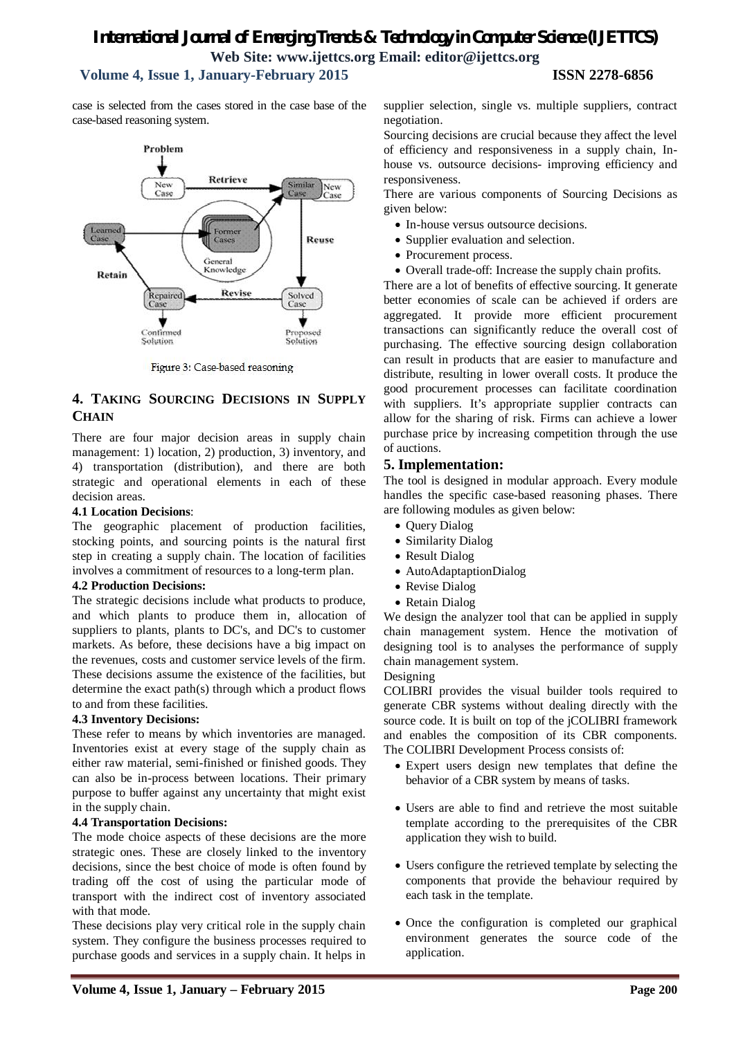case is selected from the cases stored in the case base of the case-based reasoning system.

Figure 3: Case-based reasoning

## 4. Taking Sourcing Decisions in Supply Chain

There are four major decision areas in supply chain management: 1) location, 2) production, 3) inventory, and 4) transportation (distribution), and there are both strategic and operational elements in each of these decision areas.

**4.1 Location Decisions**:

The geographic placement of production facilities, stocking points, and sourcing points is the natural first step in creating a supply chain. The location of facilities involves a commitment of resources to a long-term plan.

**4.2 Production Decisions:**

The strategic decisions include what products to produce, and which plants to produce them in, allocation of suppliers to plants, plants to DC's, and DC's to customer markets. As before, these decisions have a big impact on the revenues, costs and customer service levels of the firm. These decisions assume the existence of the facilities, but determine the exact path(s) through which a product flows to and from these facilities.

**4.3 Inventory Decisions:**

These refer to means by which inventories are managed. Inventories exist at every stage of the supply chain as either raw material, semi-finished or finished goods. They can also be in-process between locations. Their primary purpose to buffer against any uncertainty that might exist in the supply chain.

**4.4 Transportation Decisions:**

The mode choice aspects of these decisions are the more strategic ones. These are closely linked to the inventory decisions, since the best choice of mode is often found by trading off the cost of using the particular mode of transport with the indirect cost of inventory associated with that mode.

These decisions play very critical role in the supply chain system. They configure the business processes required to purchase goods and services in a supply chain. It helps in supplier selection, single vs. multiple suppliers, contract negotiation.

Sourcing decisions are crucial because they affect the level of efficiency and responsiveness in a supply chain, In-house vs. outsource decisions- improving efficiency and responsiveness.

There are various components of Sourcing Decisions as given below:

- In-house versus outsource decisions.
- Supplier evaluation and selection.
- Procurement process.
- Overall trade-off: Increase the supply chain profits.

There are a lot of benefits of effective sourcing. It generate better economies of scale can be achieved if orders are aggregated. It provide more efficient procurement transactions can significantly reduce the overall cost of purchasing. The effective sourcing design collaboration can result in products that are easier to manufacture and distribute, resulting in lower overall costs. It produce the good procurement processes can facilitate coordination with suppliers. It's appropriate supplier contracts can allow for the sharing of risk. Firms can achieve a lower purchase price by increasing competition through the use of auctions.

## 5. Implementation:

The tool is designed in modular approach. Every module handles the specific case-based reasoning phases. There are following modules as given below:

- Query Dialog
- Similarity Dialog
- Result Dialog
- AutoAdaptationDialog
- Revise Dialog
- Retain Dialog

We design the analyzer tool that can be applied in supply chain management system. Hence the motivation of designing tool is to analyses the performance of supply chain management system.

Designing

COLIBRI provides the visual builder tools required to generate CBR systems without dealing directly with the source code. It is built on top of the jCOLIBRI framework and enables the composition of its CBR components. The COLIBRI Development Process consists of:

- Expert users design new templates that define the behavior of a CBR system by means of tasks.
- Users are able to find and retrieve the most suitable template according to the prerequisites of the CBR application they wish to build.
- Users configure the retrieved template by selecting the components that provide the behaviour required by each task in the template.
- Once the configuration is completed our graphical environment generates the source code of the application.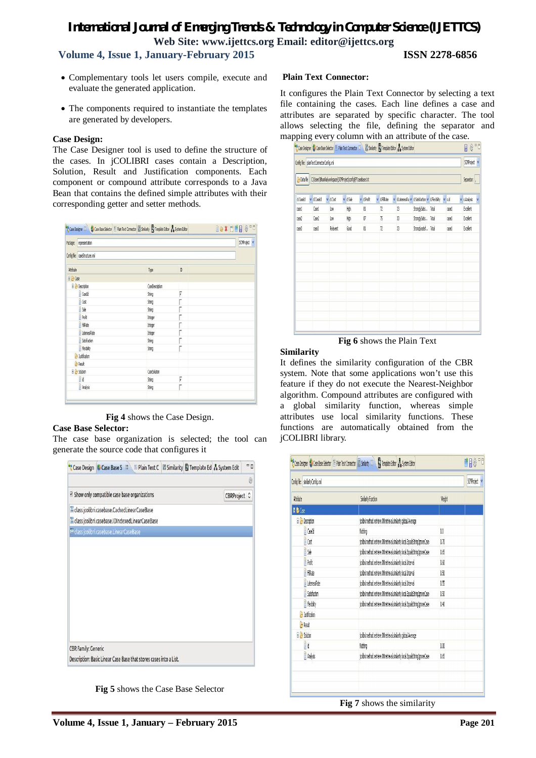- Complementary tools let users compile, execute and evaluate the generated application.
- The components required to instantiate the templates are generated by developers.

**Case Design:**

The Case Designer tool is used to define the structure of the cases. In jCOLIBRI cases contain a Description, Solution, Result and Justification components. Each component or compound attribute corresponds to a Java Bean that contains the defined simple attributes with their corresponding getter and setter methods.

**Fig 4** shows the Case Design.

**Case Base Selector:**

The case base organization is selected; the tool can generate the source code that configures it

**Fig 5** shows the Case Base Selector

**Plain Text Connector:**

It configures the Plain Text Connector by selecting a text file containing the cases. Each line defines a case and attributes are separated by specific character. The tool allows selecting the file, defining the separator and mapping every column with an attribute of the case.

**Fig 6** shows the Plain Text

**Similarity**

It defines the similarity configuration of the CBR system. Note that some applications won't use this feature if they do not execute the Nearest-Neighbor algorithm. Compound attributes are configured with a global similarity function, whereas simple attributes use local similarity functions. These functions are automatically obtained from the jCOLIBRI library.

**Fig 7** shows the similarity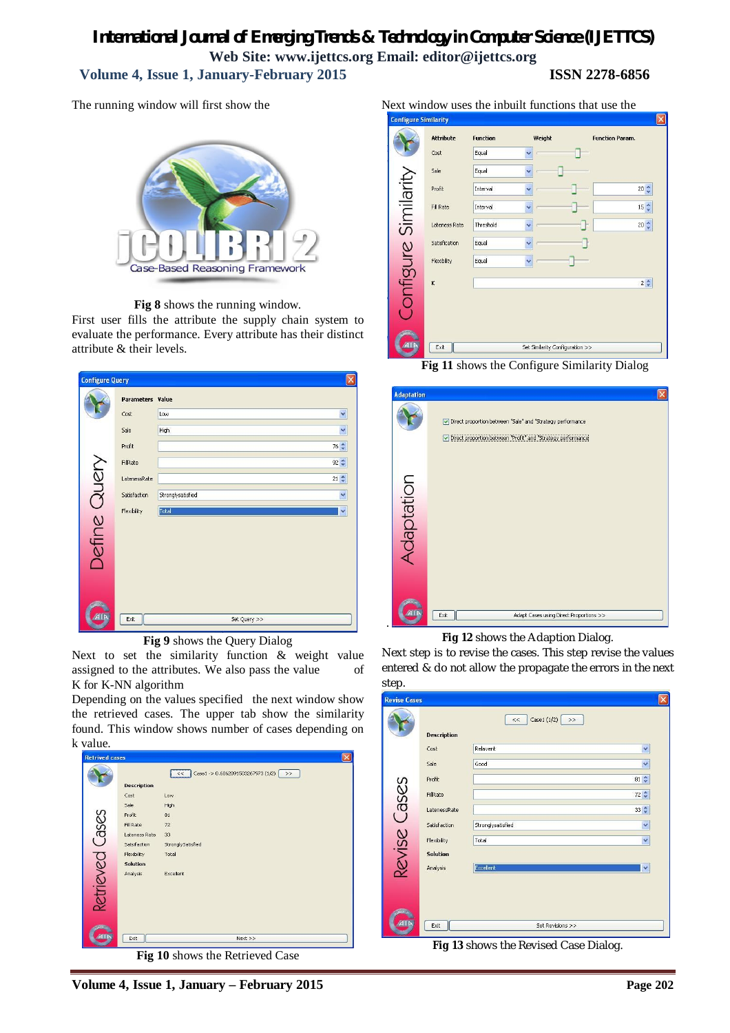The running window will first show the

**Fig 8** shows the running window.

First user fills the attribute the supply chain system to evaluate the performance. Every attribute has their distinct attribute & their levels.

**Fig 9** shows the Query Dialog

Next to set the similarity function & weight value assigned to the attributes. We also pass the value of K for K-NN algorithm

Depending on the values specified the next window show the retrieved cases. The upper tab show the similarity found. This window shows number of cases depending on k value.

**Fig 10** shows the Retrieved Case

Next window uses the inbuilt functions that use the

**Fig 11** shows the Configure Similarity Dialog

**Fig 12** shows the Adaption Dialog.

Next step is to revise the cases. This step revise the values entered & do not allow the propagate the errors in the next step.

**Fig 13** shows the Revised Case Dialog.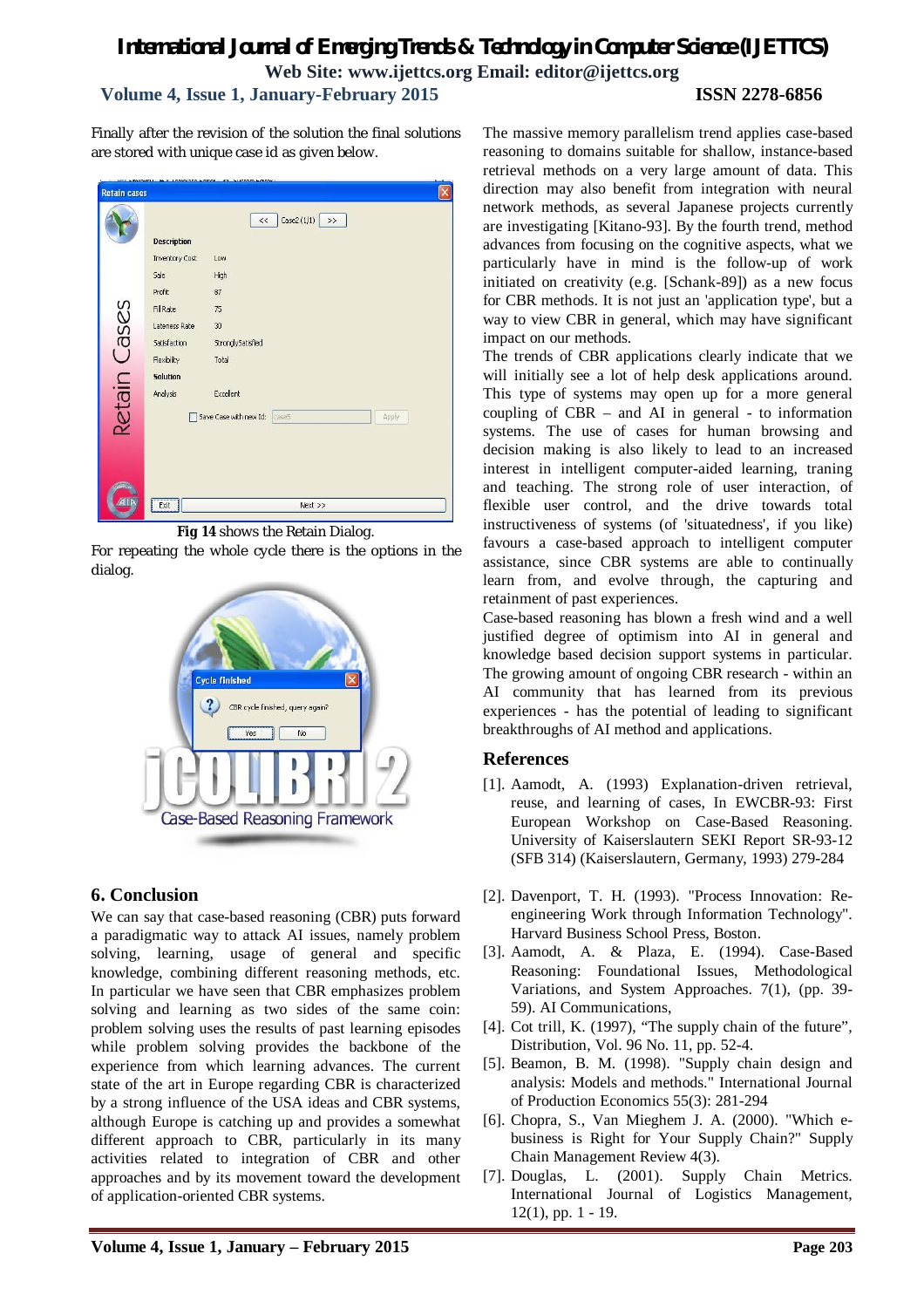Finally after the revision of the solution the final solutions are stored with unique case id as given below.

**Fig 14** shows the Retain Dialog.

For repeating the whole cycle there is the options in the dialog.

## 6. Conclusion

We can say that case-based reasoning (CBR) puts forward a paradigmatic way to attack AI issues, namely problem solving, learning, usage of general and specific knowledge, combining different reasoning methods, etc. In particular we have seen that CBR emphasizes problem solving and learning as two sides of the same coin: problem solving uses the results of past learning episodes while problem solving provides the backbone of the experience from which learning advances. The current state of the art in Europe regarding CBR is characterized by a strong influence of the USA ideas and CBR systems, although Europe is catching up and provides a somewhat different approach to CBR, particularly in its many activities related to integration of CBR and other approaches and by its movement toward the development of application-oriented CBR systems.

The massive memory parallelism trend applies case-based reasoning to domains suitable for shallow, instance-based retrieval methods on a very large amount of data. This direction may also benefit from integration with neural network methods, as several Japanese projects currently are investigating [Kitano-93]. By the fourth trend, method advances from focusing on the cognitive aspects, what we particularly have in mind is the follow-up of work initiated on creativity (e.g. [Schank-89]) as a new focus for CBR methods. It is not just an 'application type', but a way to view CBR in general, which may have significant impact on our methods.

The trends of CBR applications clearly indicate that we will initially see a lot of help desk applications around. This type of systems may open up for a more general coupling of CBR – and AI in general - to information systems. The use of cases for human browsing and decision making is also likely to lead to an increased interest in intelligent computer-aided learning, traning and teaching. The strong role of user interaction, of flexible user control, and the drive towards total instructiveness of systems (of 'situatedness', if you like) favours a case-based approach to intelligent computer assistance, since CBR systems are able to continually learn from, and evolve through, the capturing and retainment of past experiences.

Case-based reasoning has blown a fresh wind and a well justified degree of optimism into AI in general and knowledge based decision support systems in particular. The growing amount of ongoing CBR research - within an AI community that has learned from its previous experiences - has the potential of leading to significant breakthroughs of AI method and applications.

## References

[1]. Aamodt, A. (1993) Explanation-driven retrieval, reuse, and learning of cases, In EWCBR-93: First European Workshop on Case-Based Reasoning. University of Kaiserslautern SEKI Report SR-93-12 (SFB 314) (Kaiserslautern, Germany, 1993) 279-284

[2]. Davenport, T. H. (1993). "Process Innovation: Re-engineering Work through Information Technology". Harvard Business School Press, Boston.

[3]. Aamodt, A. & Plaza, E. (1994). Case-Based Reasoning: Foundational Issues, Methodological Variations, and System Approaches. 7(1), (pp. 39-59). AI Communications,

[4]. Cot trill, K. (1997), "The supply chain of the future", Distribution, Vol. 96 No. 11, pp. 52-4.

[5]. Beamon, B. M. (1998). "Supply chain design and analysis: Models and methods." International Journal of Production Economics 55(3): 281-294

[6]. Chopra, S., Van Mieghem J. A. (2000). "Which e-business is Right for Your Supply Chain?" Supply Chain Management Review 4(3).

[7]. Douglas, L. (2001). Supply Chain Metrics. International Journal of Logistics Management, 12(1), pp. 1 - 19.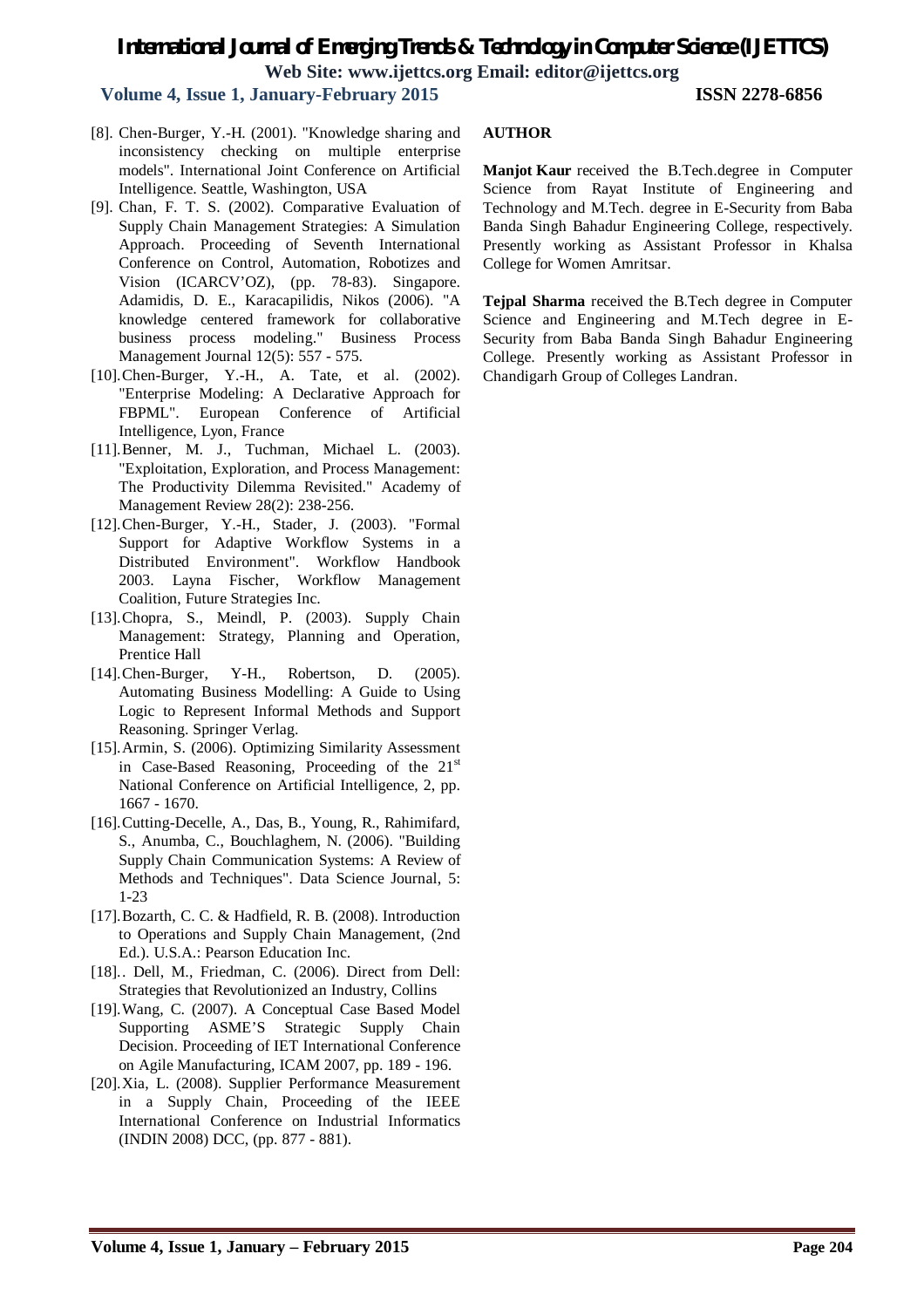[8]. Chen-Burger, Y.-H. (2001). "Knowledge sharing and inconsistency checking on multiple enterprise models". International Joint Conference on Artificial Intelligence. Seattle, Washington, USA

[9]. Chan, F. T. S. (2002). Comparative Evaluation of Supply Chain Management Strategies: A Simulation Approach. Proceeding of Seventh International Conference on Control, Automation, Robotizes and Vision (ICARCV'OZ), (pp. 78-83). Singapore. Adamidis, D. E., Karacapilidis, Nikos (2006). "A knowledge centered framework for collaborative business process modeling." Business Process Management Journal 12(5): 557 - 575.

[10]. Chen-Burger, Y.-H., A. Tate, et al. (2002). "Enterprise Modeling: A Declarative Approach for FBPML". European Conference of Artificial Intelligence, Lyon, France

[11]. Benner, M. J., Tuchman, Michael L. (2003). "Exploitation, Exploration, and Process Management: The Productivity Dilemma Revisited." Academy of Management Review 28(2): 238-256.

[12]. Chen-Burger, Y.-H., Stader, J. (2003). "Formal Support for Adaptive Workflow Systems in a Distributed Environment". Workflow Handbook 2003. Layna Fischer, Workflow Management Coalition, Future Strategies Inc.

[13]. Chopra, S., Meindl, P. (2003). Supply Chain Management: Strategy, Planning and Operation, Prentice Hall

[14]. Chen-Burger, Y-H., Robertson, D. (2005). Automating Business Modelling: A Guide to Using Logic to Represent Informal Methods and Support Reasoning. Springer Verlag.

[15]. Armin, S. (2006). Optimizing Similarity Assessment in Case-Based Reasoning, Proceeding of the 21st National Conference on Artificial Intelligence, 2, pp. 1667 - 1670.

[16]. Cutting-Decelle, A., Das, B., Young, R., Rahimifard, S., Anumba, C., Bouchlaghem, N. (2006). "Building Supply Chain Communication Systems: A Review of Methods and Techniques". Data Science Journal, 5: 1-23

[17]. Bozarth, C. C. & Hadfield, R. B. (2008). Introduction to Operations and Supply Chain Management, (2nd Ed.). U.S.A.: Pearson Education Inc.

[18].. Dell, M., Friedman, C. (2006). Direct from Dell: Strategies that Revolutionized an Industry, Collins

[19]. Wang, C. (2007). A Conceptual Case Based Model Supporting ASME'S Strategic Supply Chain Decision. Proceeding of IET International Conference on Agile Manufacturing, ICAM 2007, pp. 189 - 196.

[20]. Xia, L. (2008). Supplier Performance Measurement in a Supply Chain, Proceeding of the IEEE International Conference on Industrial Informatics (INDIN 2008) DCC, (pp. 877 - 881).

**AUTHOR**

**Manjot Kaur** received the B.Tech.degree in Computer Science from Rayat Institute of Engineering and Technology and M.Tech. degree in E-Security from Baba Banda Singh Bahadur Engineering College, respectively. Presently working as Assistant Professor in Khalsa College for Women Amritsar.

**Tejpal Sharma** received the B.Tech degree in Computer Science and Engineering and M.Tech degree in E-Security from Baba Banda Singh Bahadur Engineering College. Presently working as Assistant Professor in Chandigarh Group of Colleges Landran.